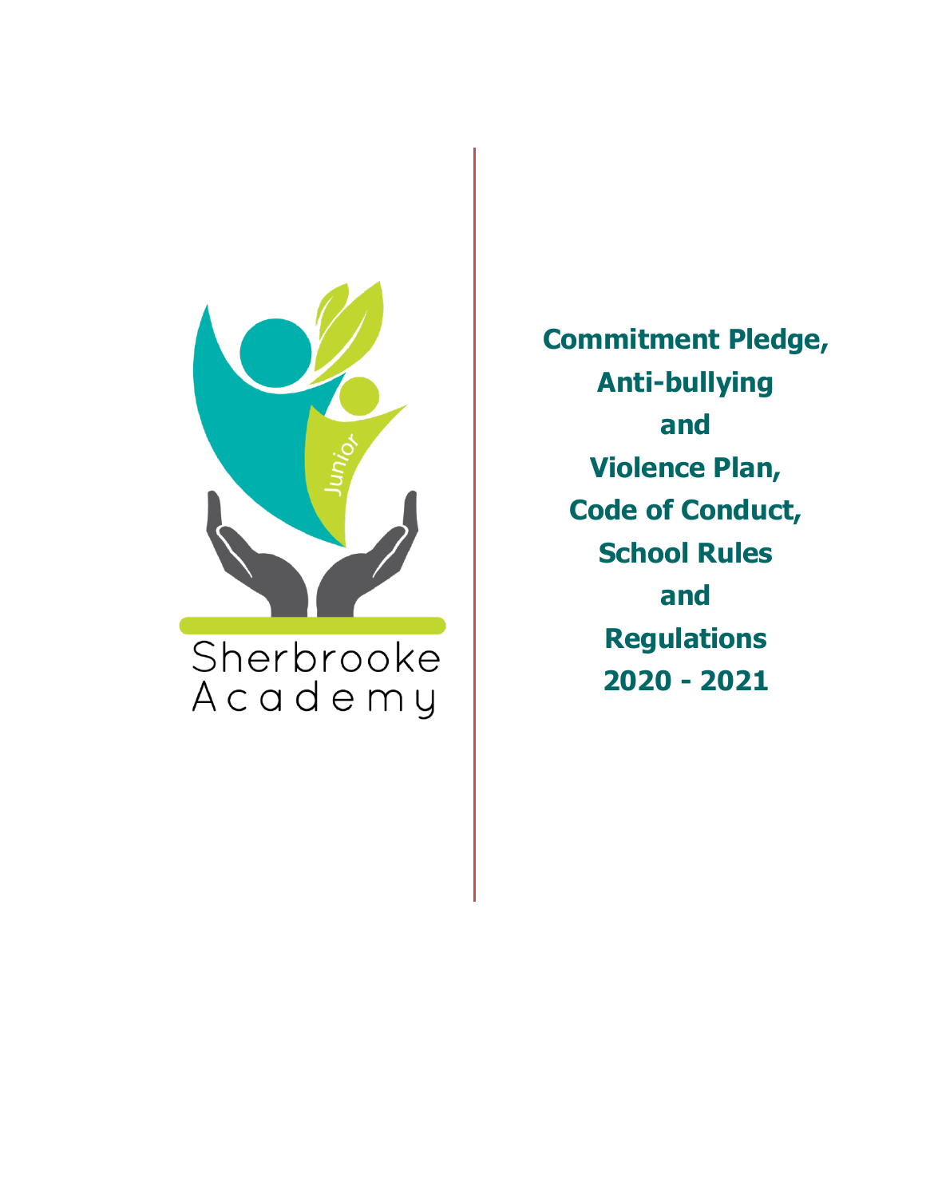Sherbrooke Academy

Junior

# Commitment Pledge, Anti-bullying and Violence Plan, Code of Conduct, School Rules and Regulations 2020 - 2021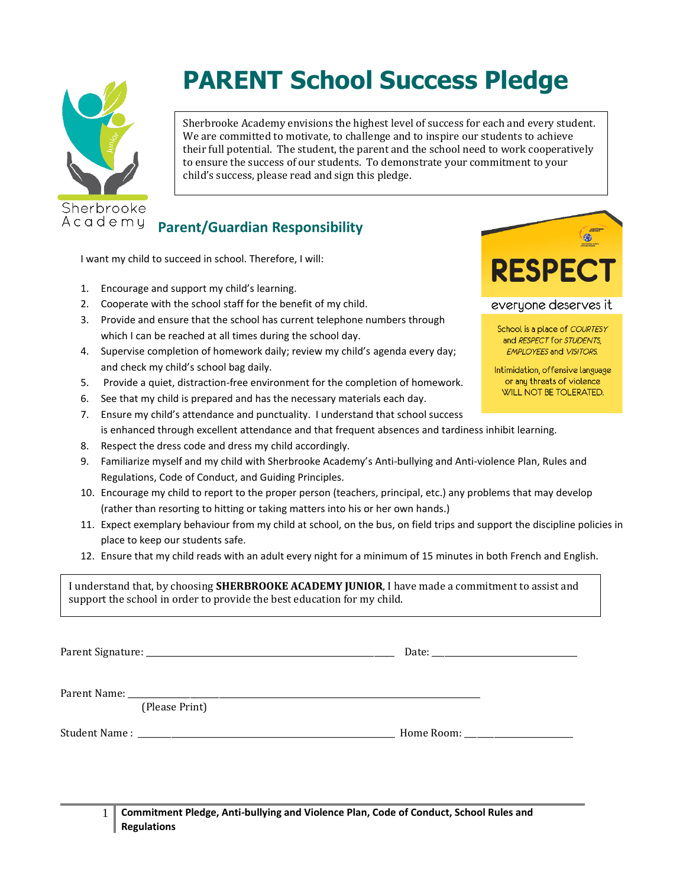# PARENT School Success Pledge

Sherbrooke Academy envisions the highest level of success for each and every student. We are committed to motivate, to challenge and to inspire our students to achieve their full potential. The student, the parent and the school need to work cooperatively to ensure the success of our students. To demonstrate your commitment to your child's success, please read and sign this pledge.

Sherbrooke Academy

## Parent/Guardian Responsibility

I want my child to succeed in school. Therefore, I will:

1. Encourage and support my child's learning.
2. Cooperate with the school staff for the benefit of my child.
3. Provide and ensure that the school has current telephone numbers through which I can be reached at all times during the school day.
4. Supervise completion of homework daily; review my child's agenda every day; and check my child's school bag daily.
5. Provide a quiet, distraction-free environment for the completion of homework.
6. See that my child is prepared and has the necessary materials each day.
7. Ensure my child's attendance and punctuality. I understand that school success is enhanced through excellent attendance and that frequent absences and tardiness inhibit learning.
8. Respect the dress code and dress my child accordingly.
9. Familiarize myself and my child with Sherbrooke Academy's Anti-bullying and Anti-violence Plan, Rules and Regulations, Code of Conduct, and Guiding Principles.
10. Encourage my child to report to the proper person (teachers, principal, etc.) any problems that may develop (rather than resorting to hitting or taking matters into his or her own hands.)
11. Expect exemplary behaviour from my child at school, on the bus, on field trips and support the discipline policies in place to keep our students safe.
12. Ensure that my child reads with an adult every night for a minimum of 15 minutes in both French and English.

**RESPECT**

everyone deserves it

School is a place of *COURTESY* and *RESPECT* for *STUDENTS, EMPLOYEES* and *VISITORS.*

Intimidation, offensive language or any threats of violence WILL NOT BE TOLERATED.

I understand that, by choosing **SHERBROOKE ACADEMY JUNIOR**, I have made a commitment to assist and support the school in order to provide the best education for my child.

Parent Signature: ______________________________ Date: ______________________

Parent Name: ______________________________________________
(Please Print)

Student Name : ______________________________ Home Room: ________________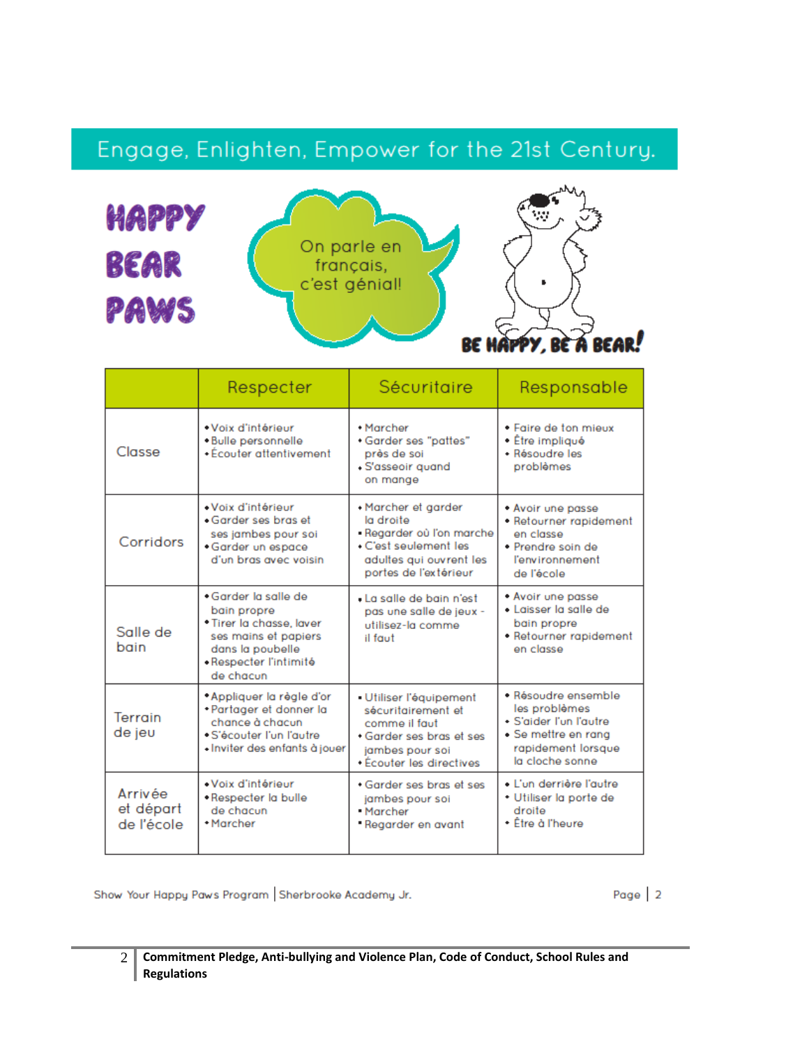Engage, Enlighten, Empower for the 21st Century.

# HAPPY BEAR PAWS

On parle en français, c'est génial!

BE HAPPY, BE A BEAR!

| | Respecter | Sécuritaire | Responsable |
|---|---|---|---|
| Classe | • Voix d'intérieur<br>• Bulle personnelle<br>• Écouter attentivement | • Marcher<br>• Garder ses "pattes" près de soi<br>• S'asseoir quand on mange | • Faire de ton mieux<br>• Être impliqué<br>• Résoudre les problèmes |
| Corridors | • Voix d'intérieur<br>• Garder ses bras et ses jambes pour soi<br>• Garder un espace d'un bras avec voisin | • Marcher et garder la droite<br>• Regarder où l'on marche<br>• C'est seulement les adultes qui ouvrent les portes de l'extérieur | • Avoir une passe<br>• Retourner rapidement en classe<br>• Prendre soin de l'environnement de l'école |
| Salle de bain | • Garder la salle de bain propre<br>• Tirer la chasse, laver ses mains et papiers dans la poubelle<br>• Respecter l'intimité de chacun | • La salle de bain n'est pas une salle de jeux - utilisez-la comme il faut | • Avoir une passe<br>• Laisser la salle de bain propre<br>• Retourner rapidement en classe |
| Terrain de jeu | • Appliquer la règle d'or<br>• Partager et donner la chance à chacun<br>• S'écouter l'un l'autre<br>• Inviter des enfants à jouer | • Utiliser l'équipement sécuritairement et comme il faut<br>• Garder ses bras et ses jambes pour soi<br>• Écouter les directives | • Résoudre ensemble les problèmes<br>• S'aider l'un l'autre<br>• Se mettre en rang rapidement lorsque la cloche sonne |
| Arrivée et départ de l'école | • Voix d'intérieur<br>• Respecter la bulle de chacun<br>• Marcher | • Garder ses bras et ses jambes pour soi<br>• Marcher<br>• Regarder en avant | • L'un derrière l'autre<br>• Utiliser la porte de droite<br>• Être à l'heure |

Show Your Happy Paws Program | Sherbrooke Academy Jr.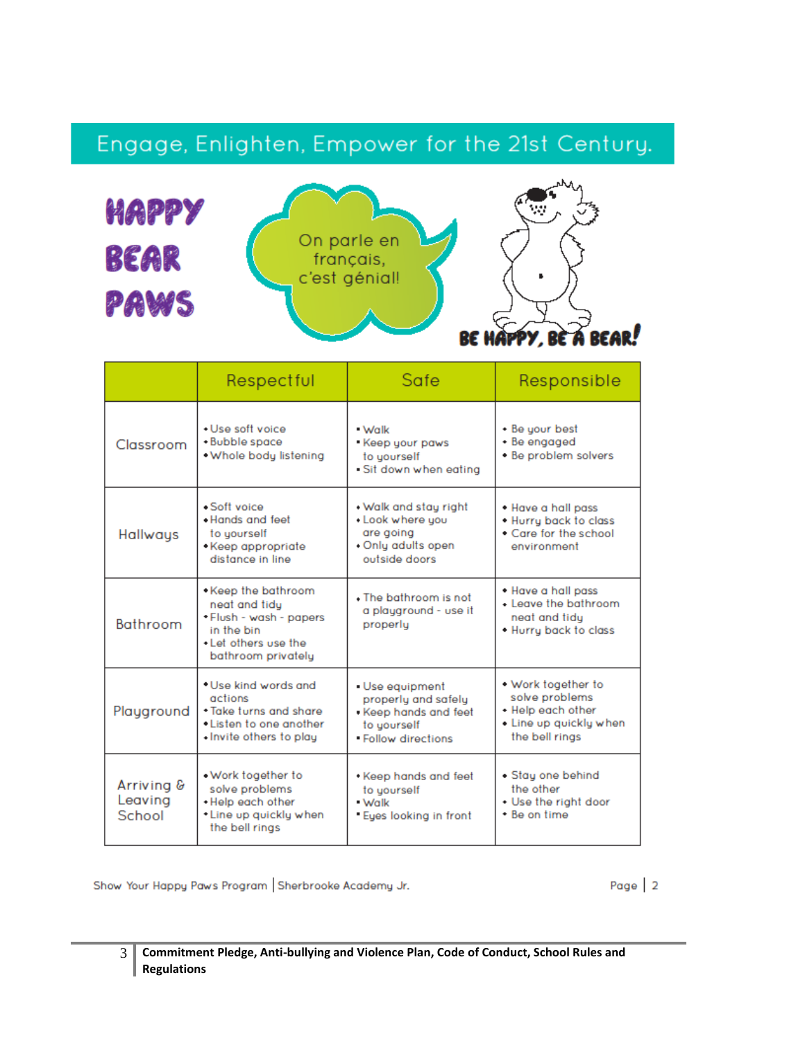Engage, Enlighten, Empower for the 21st Century.

# HAPPY BEAR PAWS

On parle en français, c'est génial!

BE HAPPY, BE A BEAR!

| | Respectful | Safe | Responsible |
|---|---|---|---|
| Classroom | • Use soft voice<br>• Bubble space<br>• Whole body listening | • Walk<br>• Keep your paws to yourself<br>• Sit down when eating | • Be your best<br>• Be engaged<br>• Be problem solvers |
| Hallways | • Soft voice<br>• Hands and feet to yourself<br>• Keep appropriate distance in line | • Walk and stay right<br>• Look where you are going<br>• Only adults open outside doors | • Have a hall pass<br>• Hurry back to class<br>• Care for the school environment |
| Bathroom | • Keep the bathroom neat and tidy<br>• Flush - wash - papers in the bin<br>• Let others use the bathroom privately | • The bathroom is not a playground - use it properly | • Have a hall pass<br>• Leave the bathroom neat and tidy<br>• Hurry back to class |
| Playground | • Use kind words and actions<br>• Take turns and share<br>• Listen to one another<br>• Invite others to play | • Use equipment properly and safely<br>• Keep hands and feet to yourself<br>• Follow directions | • Work together to solve problems<br>• Help each other<br>• Line up quickly when the bell rings |
| Arriving & Leaving School | • Work together to solve problems<br>• Help each other<br>• Line up quickly when the bell rings | • Keep hands and feet to yourself<br>• Walk<br>• Eyes looking in front | • Stay one behind the other<br>• Use the right door<br>• Be on time |

Show Your Happy Paws Program | Sherbrooke Academy Jr.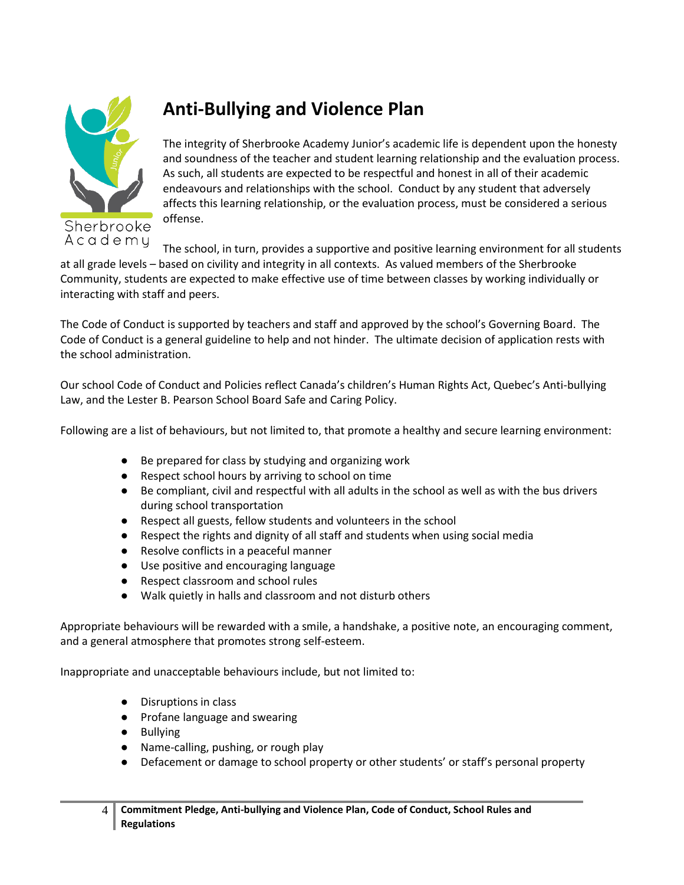# Anti-Bullying and Violence Plan

The integrity of Sherbrooke Academy Junior's academic life is dependent upon the honesty and soundness of the teacher and student learning relationship and the evaluation process. As such, all students are expected to be respectful and honest in all of their academic endeavours and relationships with the school. Conduct by any student that adversely affects this learning relationship, or the evaluation process, must be considered a serious offense.

The school, in turn, provides a supportive and positive learning environment for all students at all grade levels – based on civility and integrity in all contexts. As valued members of the Sherbrooke Community, students are expected to make effective use of time between classes by working individually or interacting with staff and peers.

The Code of Conduct is supported by teachers and staff and approved by the school's Governing Board. The Code of Conduct is a general guideline to help and not hinder. The ultimate decision of application rests with the school administration.

Our school Code of Conduct and Policies reflect Canada's children's Human Rights Act, Quebec's Anti-bullying Law, and the Lester B. Pearson School Board Safe and Caring Policy.

Following are a list of behaviours, but not limited to, that promote a healthy and secure learning environment:

- Be prepared for class by studying and organizing work
- Respect school hours by arriving to school on time
- Be compliant, civil and respectful with all adults in the school as well as with the bus drivers during school transportation
- Respect all guests, fellow students and volunteers in the school
- Respect the rights and dignity of all staff and students when using social media
- Resolve conflicts in a peaceful manner
- Use positive and encouraging language
- Respect classroom and school rules
- Walk quietly in halls and classroom and not disturb others

Appropriate behaviours will be rewarded with a smile, a handshake, a positive note, an encouraging comment, and a general atmosphere that promotes strong self-esteem.

Inappropriate and unacceptable behaviours include, but not limited to:

- Disruptions in class
- Profane language and swearing
- Bullying
- Name-calling, pushing, or rough play
- Defacement or damage to school property or other students' or staff's personal property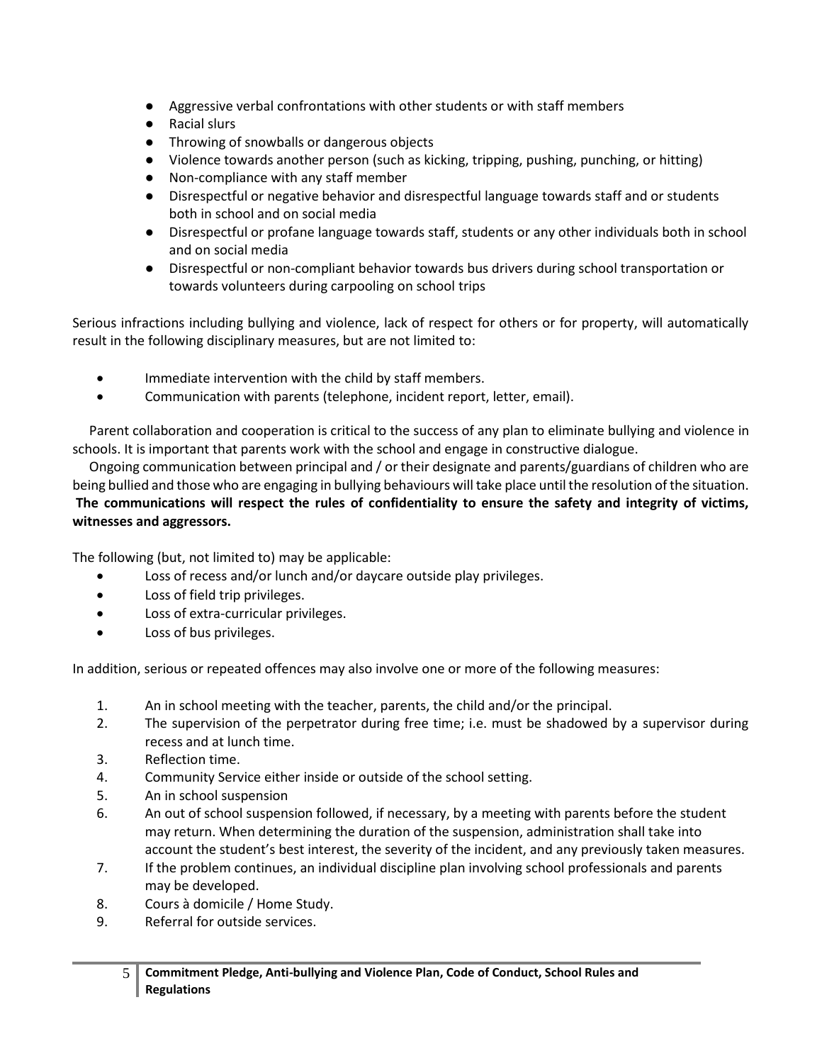- Aggressive verbal confrontations with other students or with staff members
- Racial slurs
- Throwing of snowballs or dangerous objects
- Violence towards another person (such as kicking, tripping, pushing, punching, or hitting)
- Non-compliance with any staff member
- Disrespectful or negative behavior and disrespectful language towards staff and or students both in school and on social media
- Disrespectful or profane language towards staff, students or any other individuals both in school and on social media
- Disrespectful or non-compliant behavior towards bus drivers during school transportation or towards volunteers during carpooling on school trips

Serious infractions including bullying and violence, lack of respect for others or for property, will automatically result in the following disciplinary measures, but are not limited to:

- Immediate intervention with the child by staff members.
- Communication with parents (telephone, incident report, letter, email).

Parent collaboration and cooperation is critical to the success of any plan to eliminate bullying and violence in schools. It is important that parents work with the school and engage in constructive dialogue.

Ongoing communication between principal and / or their designate and parents/guardians of children who are being bullied and those who are engaging in bullying behaviours will take place until the resolution of the situation. **The communications will respect the rules of confidentiality to ensure the safety and integrity of victims, witnesses and aggressors.**

The following (but, not limited to) may be applicable:

- Loss of recess and/or lunch and/or daycare outside play privileges.
- Loss of field trip privileges.
- Loss of extra-curricular privileges.
- Loss of bus privileges.

In addition, serious or repeated offences may also involve one or more of the following measures:

1. An in school meeting with the teacher, parents, the child and/or the principal.
2. The supervision of the perpetrator during free time; i.e. must be shadowed by a supervisor during recess and at lunch time.
3. Reflection time.
4. Community Service either inside or outside of the school setting.
5. An in school suspension
6. An out of school suspension followed, if necessary, by a meeting with parents before the student may return. When determining the duration of the suspension, administration shall take into account the student's best interest, the severity of the incident, and any previously taken measures.
7. If the problem continues, an individual discipline plan involving school professionals and parents may be developed.
8. Cours à domicile / Home Study.
9. Referral for outside services.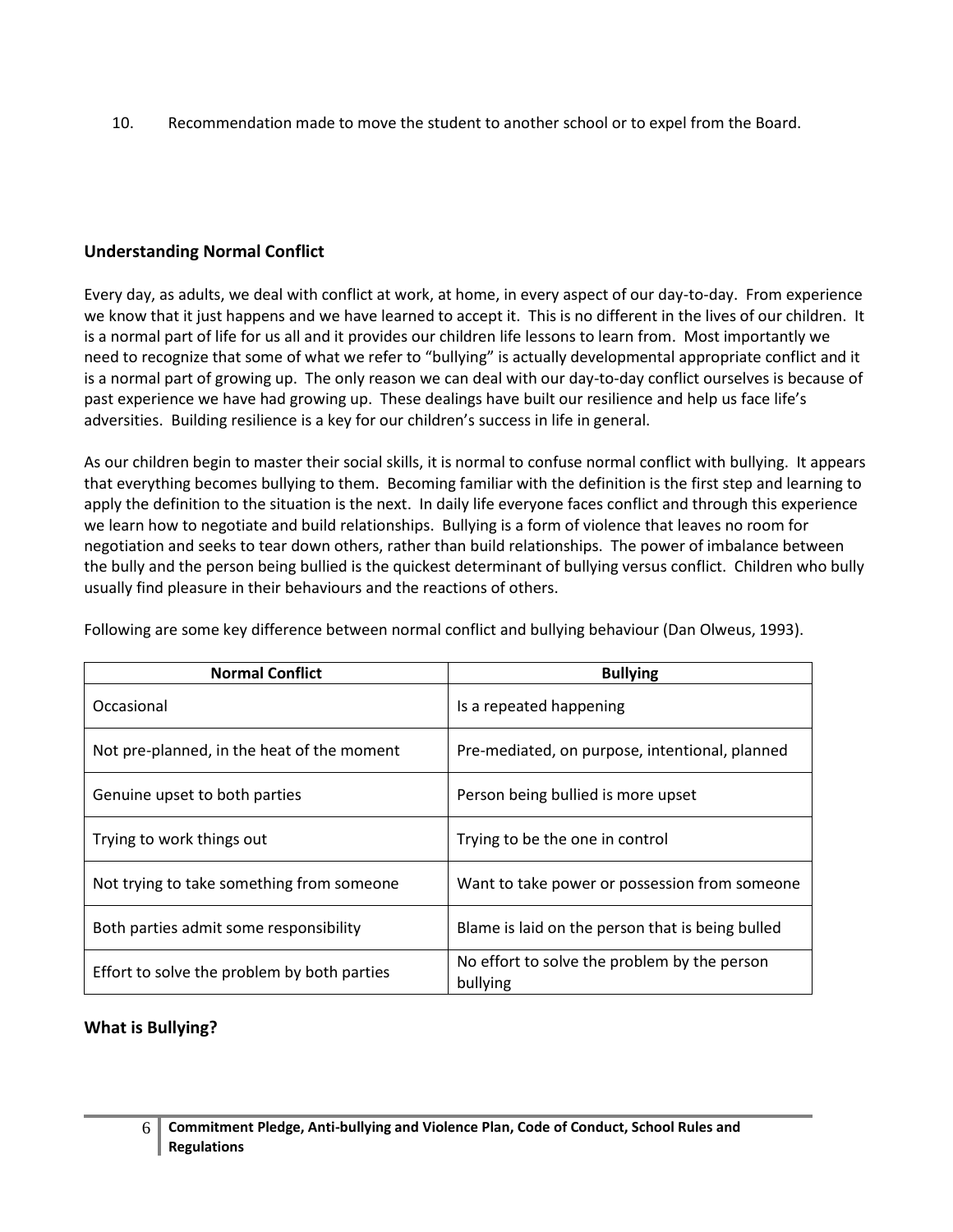10. Recommendation made to move the student to another school or to expel from the Board.

## Understanding Normal Conflict

Every day, as adults, we deal with conflict at work, at home, in every aspect of our day-to-day. From experience we know that it just happens and we have learned to accept it. This is no different in the lives of our children. It is a normal part of life for us all and it provides our children life lessons to learn from. Most importantly we need to recognize that some of what we refer to "bullying" is actually developmental appropriate conflict and it is a normal part of growing up. The only reason we can deal with our day-to-day conflict ourselves is because of past experience we have had growing up. These dealings have built our resilience and help us face life's adversities. Building resilience is a key for our children's success in life in general.

As our children begin to master their social skills, it is normal to confuse normal conflict with bullying. It appears that everything becomes bullying to them. Becoming familiar with the definition is the first step and learning to apply the definition to the situation is the next. In daily life everyone faces conflict and through this experience we learn how to negotiate and build relationships. Bullying is a form of violence that leaves no room for negotiation and seeks to tear down others, rather than build relationships. The power of imbalance between the bully and the person being bullied is the quickest determinant of bullying versus conflict. Children who bully usually find pleasure in their behaviours and the reactions of others.

Following are some key difference between normal conflict and bullying behaviour (Dan Olweus, 1993).

| Normal Conflict | Bullying |
| --- | --- |
| Occasional | Is a repeated happening |
| Not pre-planned, in the heat of the moment | Pre-mediated, on purpose, intentional, planned |
| Genuine upset to both parties | Person being bullied is more upset |
| Trying to work things out | Trying to be the one in control |
| Not trying to take something from someone | Want to take power or possession from someone |
| Both parties admit some responsibility | Blame is laid on the person that is being bulled |
| Effort to solve the problem by both parties | No effort to solve the problem by the person bullying |

## What is Bullying?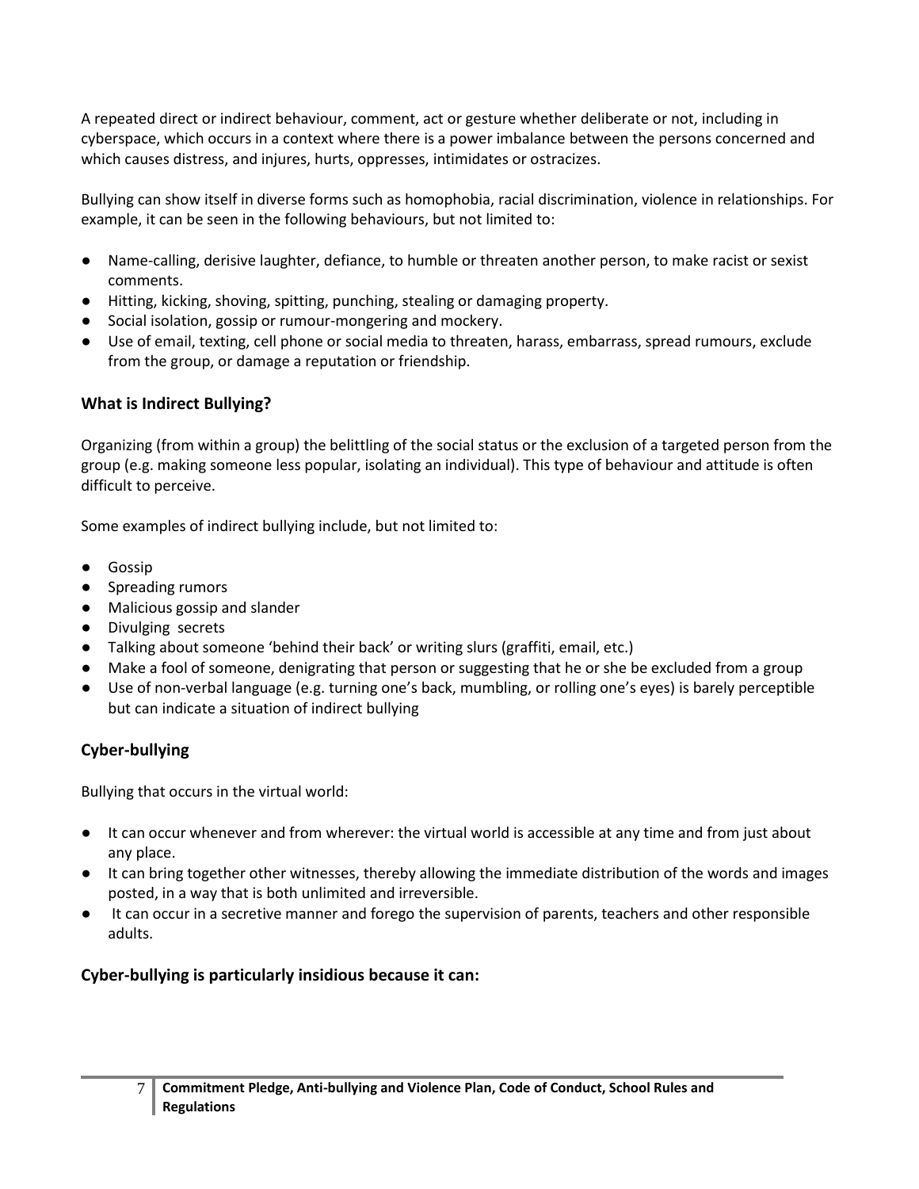A repeated direct or indirect behaviour, comment, act or gesture whether deliberate or not, including in cyberspace, which occurs in a context where there is a power imbalance between the persons concerned and which causes distress, and injures, hurts, oppresses, intimidates or ostracizes.

Bullying can show itself in diverse forms such as homophobia, racial discrimination, violence in relationships. For example, it can be seen in the following behaviours, but not limited to:

- Name-calling, derisive laughter, defiance, to humble or threaten another person, to make racist or sexist comments.
- Hitting, kicking, shoving, spitting, punching, stealing or damaging property.
- Social isolation, gossip or rumour-mongering and mockery.
- Use of email, texting, cell phone or social media to threaten, harass, embarrass, spread rumours, exclude from the group, or damage a reputation or friendship.

### What is Indirect Bullying?

Organizing (from within a group) the belittling of the social status or the exclusion of a targeted person from the group (e.g. making someone less popular, isolating an individual). This type of behaviour and attitude is often difficult to perceive.

Some examples of indirect bullying include, but not limited to:

- Gossip
- Spreading rumors
- Malicious gossip and slander
- Divulging secrets
- Talking about someone 'behind their back' or writing slurs (graffiti, email, etc.)
- Make a fool of someone, denigrating that person or suggesting that he or she be excluded from a group
- Use of non-verbal language (e.g. turning one's back, mumbling, or rolling one's eyes) is barely perceptible but can indicate a situation of indirect bullying

### Cyber-bullying

Bullying that occurs in the virtual world:

- It can occur whenever and from wherever: the virtual world is accessible at any time and from just about any place.
- It can bring together other witnesses, thereby allowing the immediate distribution of the words and images posted, in a way that is both unlimited and irreversible.
- It can occur in a secretive manner and forego the supervision of parents, teachers and other responsible adults.

### Cyber-bullying is particularly insidious because it can: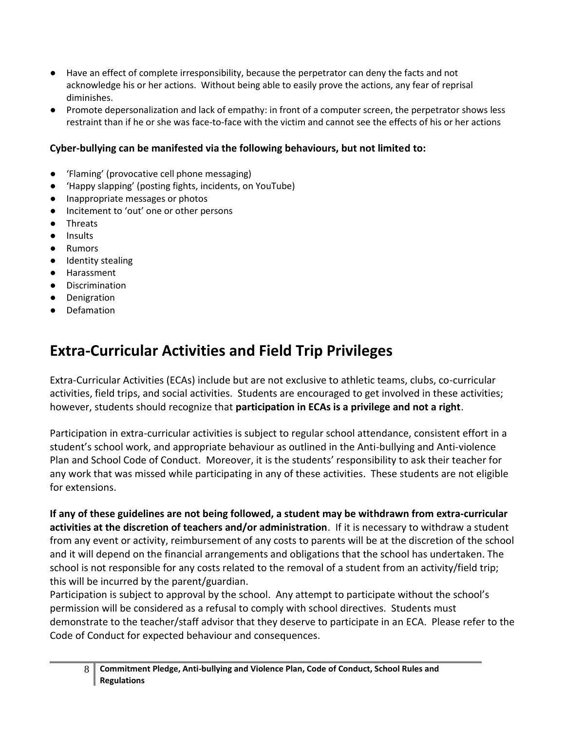- Have an effect of complete irresponsibility, because the perpetrator can deny the facts and not acknowledge his or her actions. Without being able to easily prove the actions, any fear of reprisal diminishes.
- Promote depersonalization and lack of empathy: in front of a computer screen, the perpetrator shows less restraint than if he or she was face-to-face with the victim and cannot see the effects of his or her actions

**Cyber-bullying can be manifested via the following behaviours, but not limited to:**

- 'Flaming' (provocative cell phone messaging)
- 'Happy slapping' (posting fights, incidents, on YouTube)
- Inappropriate messages or photos
- Incitement to 'out' one or other persons
- Threats
- Insults
- Rumors
- Identity stealing
- Harassment
- Discrimination
- Denigration
- Defamation

# Extra-Curricular Activities and Field Trip Privileges

Extra-Curricular Activities (ECAs) include but are not exclusive to athletic teams, clubs, co-curricular activities, field trips, and social activities. Students are encouraged to get involved in these activities; however, students should recognize that **participation in ECAs is a privilege and not a right**.

Participation in extra-curricular activities is subject to regular school attendance, consistent effort in a student's school work, and appropriate behaviour as outlined in the Anti-bullying and Anti-violence Plan and School Code of Conduct. Moreover, it is the students' responsibility to ask their teacher for any work that was missed while participating in any of these activities. These students are not eligible for extensions.

**If any of these guidelines are not being followed, a student may be withdrawn from extra-curricular activities at the discretion of teachers and/or administration**. If it is necessary to withdraw a student from any event or activity, reimbursement of any costs to parents will be at the discretion of the school and it will depend on the financial arrangements and obligations that the school has undertaken. The school is not responsible for any costs related to the removal of a student from an activity/field trip; this will be incurred by the parent/guardian.

Participation is subject to approval by the school. Any attempt to participate without the school's permission will be considered as a refusal to comply with school directives. Students must demonstrate to the teacher/staff advisor that they deserve to participate in an ECA. Please refer to the Code of Conduct for expected behaviour and consequences.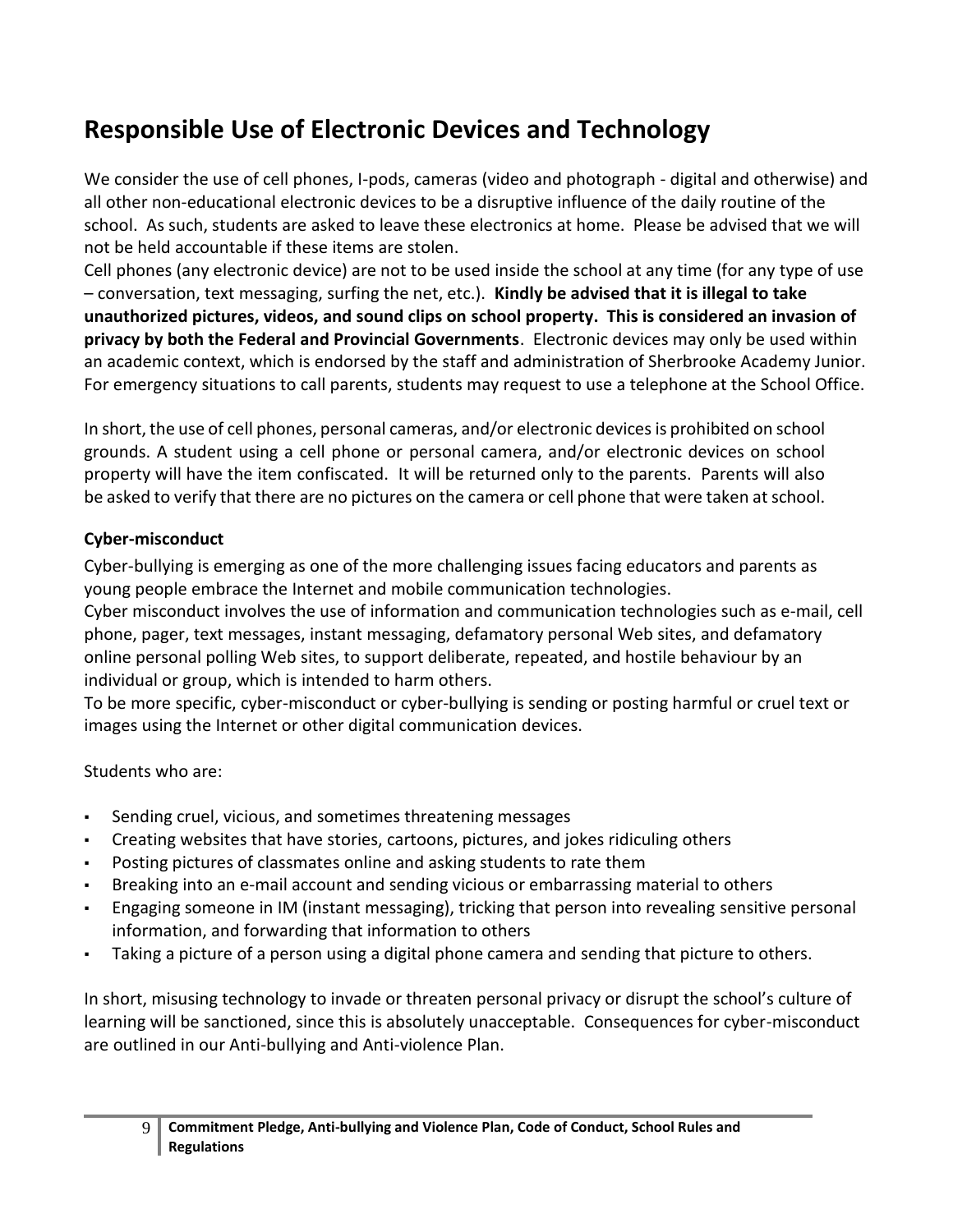# Responsible Use of Electronic Devices and Technology

We consider the use of cell phones, I-pods, cameras (video and photograph - digital and otherwise) and all other non-educational electronic devices to be a disruptive influence of the daily routine of the school. As such, students are asked to leave these electronics at home. Please be advised that we will not be held accountable if these items are stolen.

Cell phones (any electronic device) are not to be used inside the school at any time (for any type of use – conversation, text messaging, surfing the net, etc.). **Kindly be advised that it is illegal to take unauthorized pictures, videos, and sound clips on school property. This is considered an invasion of privacy by both the Federal and Provincial Governments**. Electronic devices may only be used within an academic context, which is endorsed by the staff and administration of Sherbrooke Academy Junior. For emergency situations to call parents, students may request to use a telephone at the School Office.

In short, the use of cell phones, personal cameras, and/or electronic devices is prohibited on school grounds. A student using a cell phone or personal camera, and/or electronic devices on school property will have the item confiscated. It will be returned only to the parents. Parents will also be asked to verify that there are no pictures on the camera or cell phone that were taken at school.

### Cyber-misconduct

Cyber-bullying is emerging as one of the more challenging issues facing educators and parents as young people embrace the Internet and mobile communication technologies.

Cyber misconduct involves the use of information and communication technologies such as e-mail, cell phone, pager, text messages, instant messaging, defamatory personal Web sites, and defamatory online personal polling Web sites, to support deliberate, repeated, and hostile behaviour by an individual or group, which is intended to harm others.

To be more specific, cyber-misconduct or cyber-bullying is sending or posting harmful or cruel text or images using the Internet or other digital communication devices.

Students who are:

- Sending cruel, vicious, and sometimes threatening messages
- Creating websites that have stories, cartoons, pictures, and jokes ridiculing others
- Posting pictures of classmates online and asking students to rate them
- Breaking into an e-mail account and sending vicious or embarrassing material to others
- Engaging someone in IM (instant messaging), tricking that person into revealing sensitive personal information, and forwarding that information to others
- Taking a picture of a person using a digital phone camera and sending that picture to others.

In short, misusing technology to invade or threaten personal privacy or disrupt the school's culture of learning will be sanctioned, since this is absolutely unacceptable. Consequences for cyber-misconduct are outlined in our Anti-bullying and Anti-violence Plan.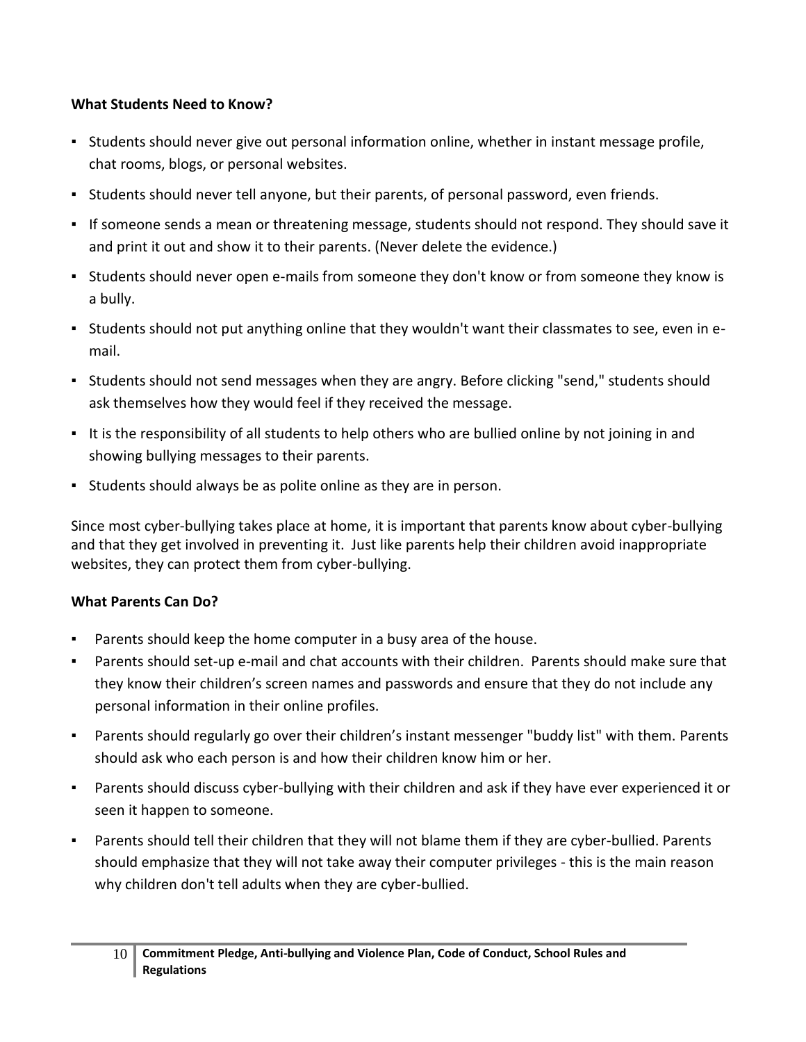**What Students Need to Know?**

- Students should never give out personal information online, whether in instant message profile, chat rooms, blogs, or personal websites.
- Students should never tell anyone, but their parents, of personal password, even friends.
- If someone sends a mean or threatening message, students should not respond. They should save it and print it out and show it to their parents. (Never delete the evidence.)
- Students should never open e-mails from someone they don't know or from someone they know is a bully.
- Students should not put anything online that they wouldn't want their classmates to see, even in e-mail.
- Students should not send messages when they are angry. Before clicking "send," students should ask themselves how they would feel if they received the message.
- It is the responsibility of all students to help others who are bullied online by not joining in and showing bullying messages to their parents.
- Students should always be as polite online as they are in person.

Since most cyber-bullying takes place at home, it is important that parents know about cyber-bullying and that they get involved in preventing it. Just like parents help their children avoid inappropriate websites, they can protect them from cyber-bullying.

**What Parents Can Do?**

- Parents should keep the home computer in a busy area of the house.
- Parents should set-up e-mail and chat accounts with their children. Parents should make sure that they know their children's screen names and passwords and ensure that they do not include any personal information in their online profiles.
- Parents should regularly go over their children's instant messenger "buddy list" with them. Parents should ask who each person is and how their children know him or her.
- Parents should discuss cyber-bullying with their children and ask if they have ever experienced it or seen it happen to someone.
- Parents should tell their children that they will not blame them if they are cyber-bullied. Parents should emphasize that they will not take away their computer privileges - this is the main reason why children don't tell adults when they are cyber-bullied.